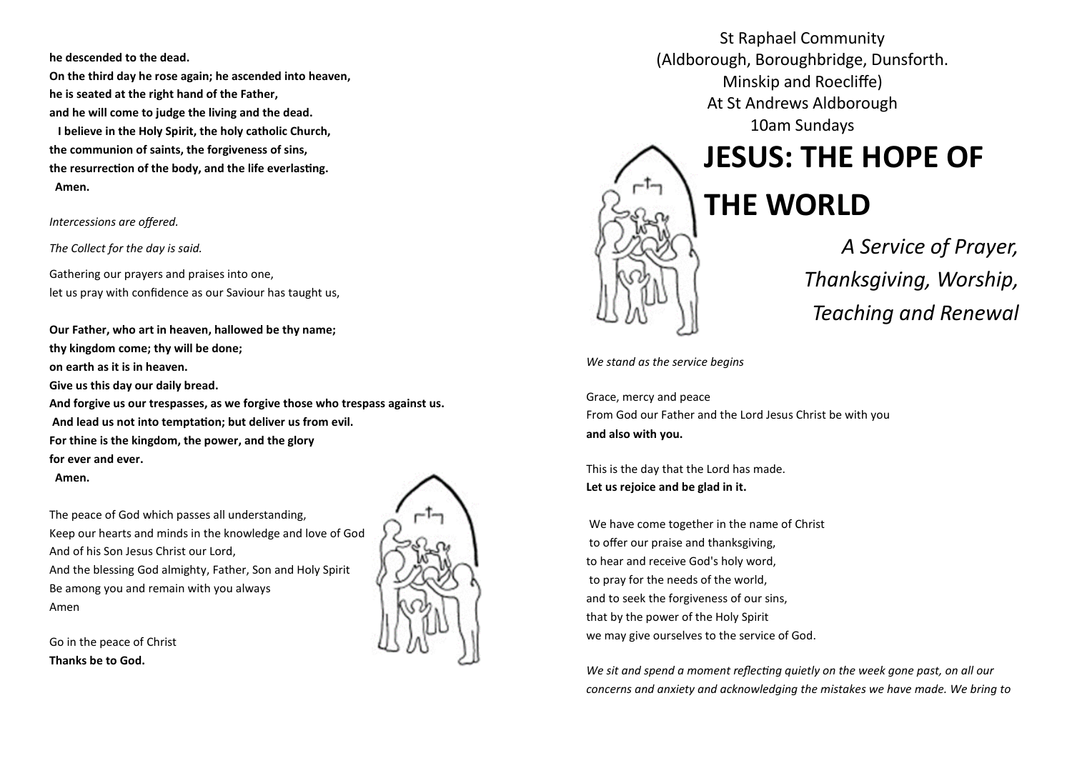**he descended to the dead.**
**On the third day he rose again; he ascended into heaven,**
**he is seated at the right hand of the Father,**
**and he will come to judge the living and the dead.**
**I believe in the Holy Spirit, the holy catholic Church,**
**the communion of saints, the forgiveness of sins,**
**the resurrection of the body, and the life everlasting.**
**Amen.**

*Intercessions are offered.*

*The Collect for the day is said.*

Gathering our prayers and praises into one,
let us pray with confidence as our Saviour has taught us,

**Our Father, who art in heaven, hallowed be thy name;**
**thy kingdom come; thy will be done;**
**on earth as it is in heaven.**
**Give us this day our daily bread.**
**And forgive us our trespasses, as we forgive those who trespass against us.**
**And lead us not into temptation; but deliver us from evil.**
**For thine is the kingdom, the power, and the glory**
**for ever and ever.**
**Amen.**

The peace of God which passes all understanding,
Keep our hearts and minds in the knowledge and love of God
And of his Son Jesus Christ our Lord,
And the blessing God almighty, Father, Son and Holy Spirit
Be among you and remain with you always
Amen

Go in the peace of Christ
**Thanks be to God.**

St Raphael Community
(Aldborough, Boroughbridge, Dunsforth.
Minskip and Roecliffe)
At St Andrews Aldborough
10am Sundays

# JESUS: THE HOPE OF THE WORLD

*A Service of Prayer,*
*Thanksgiving, Worship,*
*Teaching and Renewal*

*We stand as the service begins*

Grace, mercy and peace
From God our Father and the Lord Jesus Christ be with you
**and also with you.**

This is the day that the Lord has made.
**Let us rejoice and be glad in it.**

We have come together in the name of Christ
to offer our praise and thanksgiving,
to hear and receive God's holy word,
to pray for the needs of the world,
and to seek the forgiveness of our sins,
that by the power of the Holy Spirit
we may give ourselves to the service of God.

*We sit and spend a moment reflecting quietly on the week gone past, on all our concerns and anxiety and acknowledging the mistakes we have made. We bring to*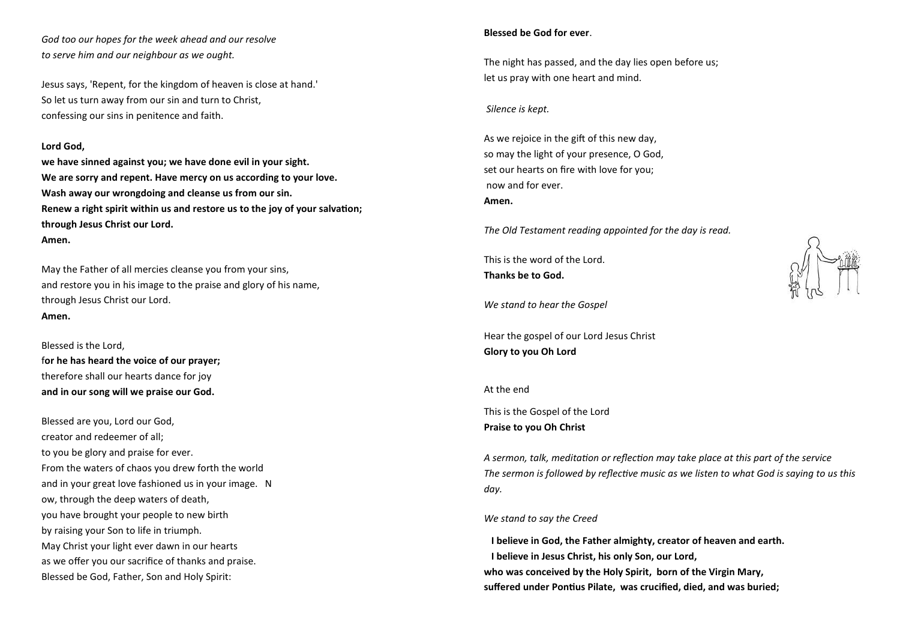*God too our hopes for the week ahead and our resolve*
*to serve him and our neighbour as we ought.*

Jesus says, 'Repent, for the kingdom of heaven is close at hand.'
So let us turn away from our sin and turn to Christ,
confessing our sins in penitence and faith.

**Lord God,**
**we have sinned against you; we have done evil in your sight.**
**We are sorry and repent. Have mercy on us according to your love.**
**Wash away our wrongdoing and cleanse us from our sin.**
**Renew a right spirit within us and restore us to the joy of your salvation;**
**through Jesus Christ our Lord.**
**Amen.**

May the Father of all mercies cleanse you from your sins,
and restore you in his image to the praise and glory of his name,
through Jesus Christ our Lord.
**Amen.**

Blessed is the Lord,
f**or he has heard the voice of our prayer;**
therefore shall our hearts dance for joy
**and in our song will we praise our God.**

Blessed are you, Lord our God,
creator and redeemer of all;
to you be glory and praise for ever.
From the waters of chaos you drew forth the world
and in your great love fashioned us in your image. N
ow, through the deep waters of death,
you have brought your people to new birth
by raising your Son to life in triumph.
May Christ your light ever dawn in our hearts
as we offer you our sacrifice of thanks and praise.
Blessed be God, Father, Son and Holy Spirit:

**Blessed be God for ever**.

The night has passed, and the day lies open before us;
let us pray with one heart and mind.

*Silence is kept.*

As we rejoice in the gift of this new day,
so may the light of your presence, O God,
set our hearts on fire with love for you;
now and for ever.
**Amen.**

*The Old Testament reading appointed for the day is read.*

This is the word of the Lord.
**Thanks be to God.**

*We stand to hear the Gospel*

Hear the gospel of our Lord Jesus Christ
**Glory to you Oh Lord**

At the end

This is the Gospel of the Lord
**Praise to you Oh Christ**

*A sermon, talk, meditation or reflection may take place at this part of the service*
*The sermon is followed by reflective music as we listen to what God is saying to us this day.*

*We stand to say the Creed*

**I believe in God, the Father almighty, creator of heaven and earth.**
**I believe in Jesus Christ, his only Son, our Lord,**
**who was conceived by the Holy Spirit, born of the Virgin Mary,**
**suffered under Pontius Pilate, was crucified, died, and was buried;**